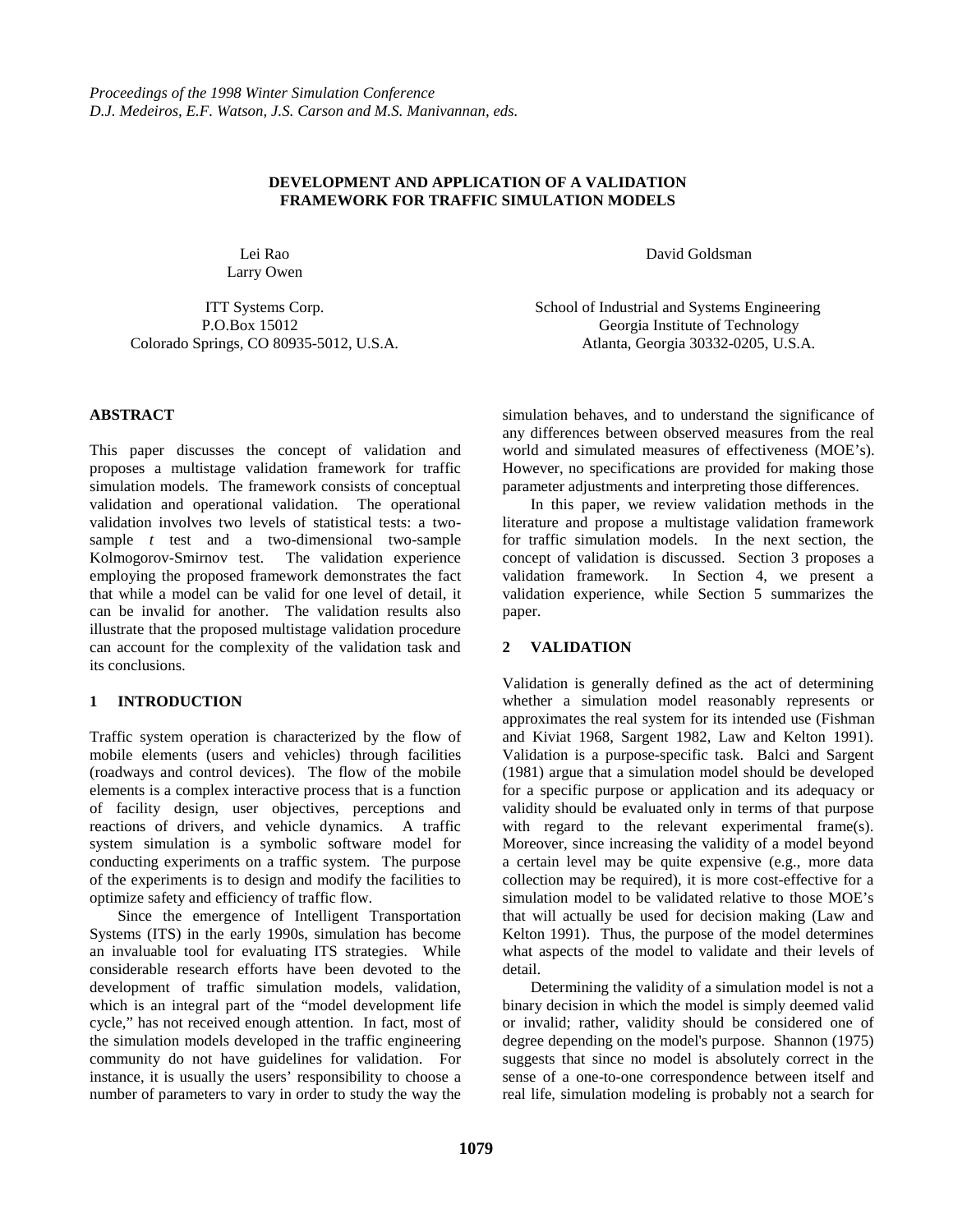*Proceedings of the 1998 Winter Simulation Conference*
*D.J. Medeiros, E.F. Watson, J.S. Carson and M.S. Manivannan, eds.*

# DEVELOPMENT AND APPLICATION OF A VALIDATION FRAMEWORK FOR TRAFFIC SIMULATION MODELS

Lei Rao
Larry Owen

ITT Systems Corp.
P.O.Box 15012
Colorado Springs, CO 80935-5012, U.S.A.

David Goldsman

School of Industrial and Systems Engineering
Georgia Institute of Technology
Atlanta, Georgia 30332-0205, U.S.A.

## ABSTRACT

This paper discusses the concept of validation and proposes a multistage validation framework for traffic simulation models. The framework consists of conceptual validation and operational validation. The operational validation involves two levels of statistical tests: a two-sample *t* test and a two-dimensional two-sample Kolmogorov-Smirnov test. The validation experience employing the proposed framework demonstrates the fact that while a model can be valid for one level of detail, it can be invalid for another. The validation results also illustrate that the proposed multistage validation procedure can account for the complexity of the validation task and its conclusions.

## 1 INTRODUCTION

Traffic system operation is characterized by the flow of mobile elements (users and vehicles) through facilities (roadways and control devices). The flow of the mobile elements is a complex interactive process that is a function of facility design, user objectives, perceptions and reactions of drivers, and vehicle dynamics. A traffic system simulation is a symbolic software model for conducting experiments on a traffic system. The purpose of the experiments is to design and modify the facilities to optimize safety and efficiency of traffic flow.

Since the emergence of Intelligent Transportation Systems (ITS) in the early 1990s, simulation has become an invaluable tool for evaluating ITS strategies. While considerable research efforts have been devoted to the development of traffic simulation models, validation, which is an integral part of the "model development life cycle," has not received enough attention. In fact, most of the simulation models developed in the traffic engineering community do not have guidelines for validation. For instance, it is usually the users' responsibility to choose a number of parameters to vary in order to study the way the simulation behaves, and to understand the significance of any differences between observed measures from the real world and simulated measures of effectiveness (MOE's). However, no specifications are provided for making those parameter adjustments and interpreting those differences.

In this paper, we review validation methods in the literature and propose a multistage validation framework for traffic simulation models. In the next section, the concept of validation is discussed. Section 3 proposes a validation framework. In Section 4, we present a validation experience, while Section 5 summarizes the paper.

## 2 VALIDATION

Validation is generally defined as the act of determining whether a simulation model reasonably represents or approximates the real system for its intended use (Fishman and Kiviat 1968, Sargent 1982, Law and Kelton 1991). Validation is a purpose-specific task. Balci and Sargent (1981) argue that a simulation model should be developed for a specific purpose or application and its adequacy or validity should be evaluated only in terms of that purpose with regard to the relevant experimental frame(s). Moreover, since increasing the validity of a model beyond a certain level may be quite expensive (e.g., more data collection may be required), it is more cost-effective for a simulation model to be validated relative to those MOE's that will actually be used for decision making (Law and Kelton 1991). Thus, the purpose of the model determines what aspects of the model to validate and their levels of detail.

Determining the validity of a simulation model is not a binary decision in which the model is simply deemed valid or invalid; rather, validity should be considered one of degree depending on the model's purpose. Shannon (1975) suggests that since no model is absolutely correct in the sense of a one-to-one correspondence between itself and real life, simulation modeling is probably not a search for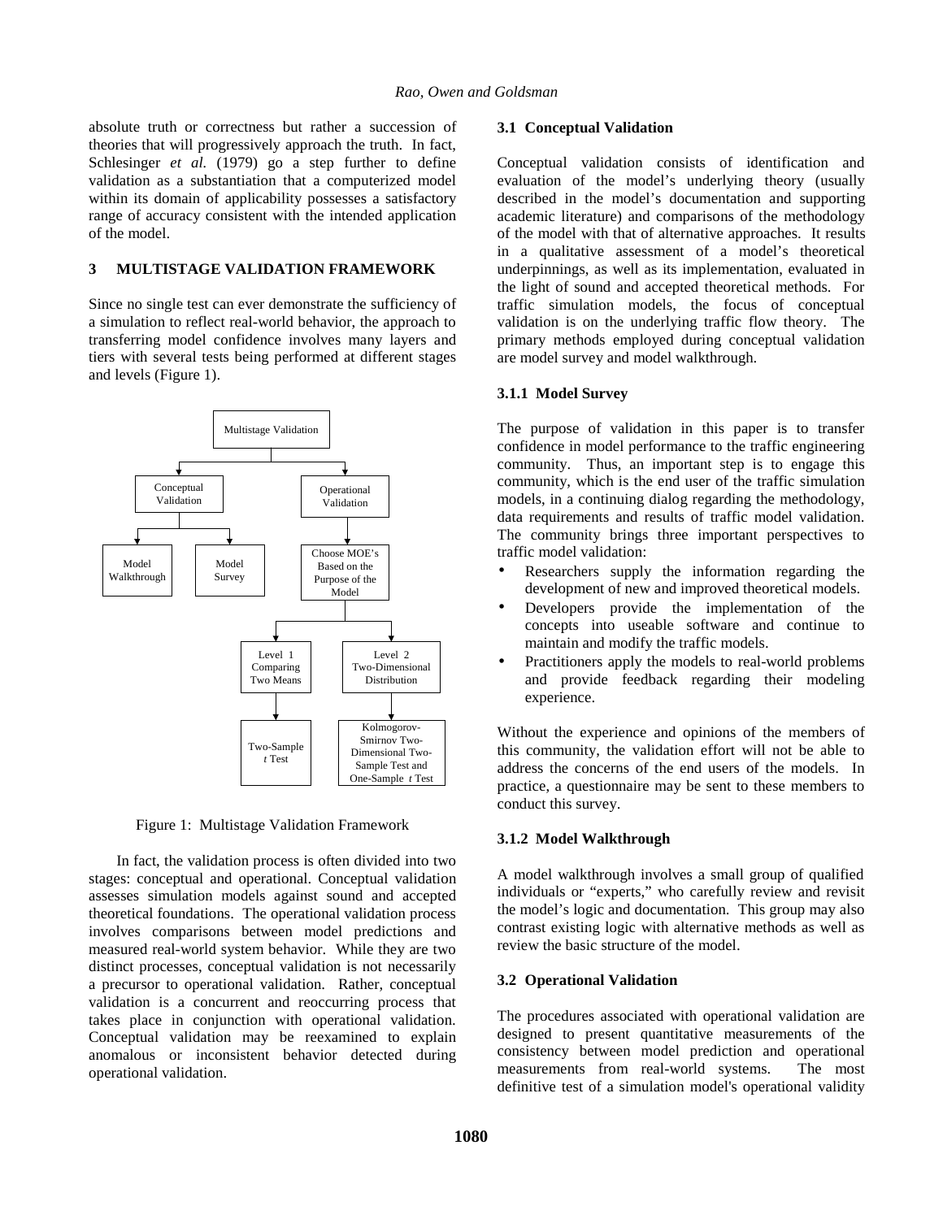absolute truth or correctness but rather a succession of theories that will progressively approach the truth. In fact, Schlesinger *et al.* (1979) go a step further to define validation as a substantiation that a computerized model within its domain of applicability possesses a satisfactory range of accuracy consistent with the intended application of the model.

## 3 MULTISTAGE VALIDATION FRAMEWORK

Since no single test can ever demonstrate the sufficiency of a simulation to reflect real-world behavior, the approach to transferring model confidence involves many layers and tiers with several tests being performed at different stages and levels (Figure 1).

Multistage Validation
- Conceptual Validation
  - Model Walkthrough
  - Model Survey
- Operational Validation
  - Choose MOE's Based on the Purpose of the Model
    - Level 1 Comparing Two Means
      - Two-Sample *t* Test
    - Level 2 Two-Dimensional Distribution
      - Kolmogorov-Smirnov Two-Dimensional Two-Sample Test and One-Sample *t* Test

Figure 1: Multistage Validation Framework

In fact, the validation process is often divided into two stages: conceptual and operational. Conceptual validation assesses simulation models against sound and accepted theoretical foundations. The operational validation process involves comparisons between model predictions and measured real-world system behavior. While they are two distinct processes, conceptual validation is not necessarily a precursor to operational validation. Rather, conceptual validation is a concurrent and reoccurring process that takes place in conjunction with operational validation. Conceptual validation may be reexamined to explain anomalous or inconsistent behavior detected during operational validation.

### 3.1 Conceptual Validation

Conceptual validation consists of identification and evaluation of the model's underlying theory (usually described in the model's documentation and supporting academic literature) and comparisons of the methodology of the model with that of alternative approaches. It results in a qualitative assessment of a model's theoretical underpinnings, as well as its implementation, evaluated in the light of sound and accepted theoretical methods. For traffic simulation models, the focus of conceptual validation is on the underlying traffic flow theory. The primary methods employed during conceptual validation are model survey and model walkthrough.

#### 3.1.1 Model Survey

The purpose of validation in this paper is to transfer confidence in model performance to the traffic engineering community. Thus, an important step is to engage this community, which is the end user of the traffic simulation models, in a continuing dialog regarding the methodology, data requirements and results of traffic model validation. The community brings three important perspectives to traffic model validation:

- Researchers supply the information regarding the development of new and improved theoretical models.
- Developers provide the implementation of the concepts into useable software and continue to maintain and modify the traffic models.
- Practitioners apply the models to real-world problems and provide feedback regarding their modeling experience.

Without the experience and opinions of the members of this community, the validation effort will not be able to address the concerns of the end users of the models. In practice, a questionnaire may be sent to these members to conduct this survey.

#### 3.1.2 Model Walkthrough

A model walkthrough involves a small group of qualified individuals or "experts," who carefully review and revisit the model's logic and documentation. This group may also contrast existing logic with alternative methods as well as review the basic structure of the model.

### 3.2 Operational Validation

The procedures associated with operational validation are designed to present quantitative measurements of the consistency between model prediction and operational measurements from real-world systems. The most definitive test of a simulation model's operational validity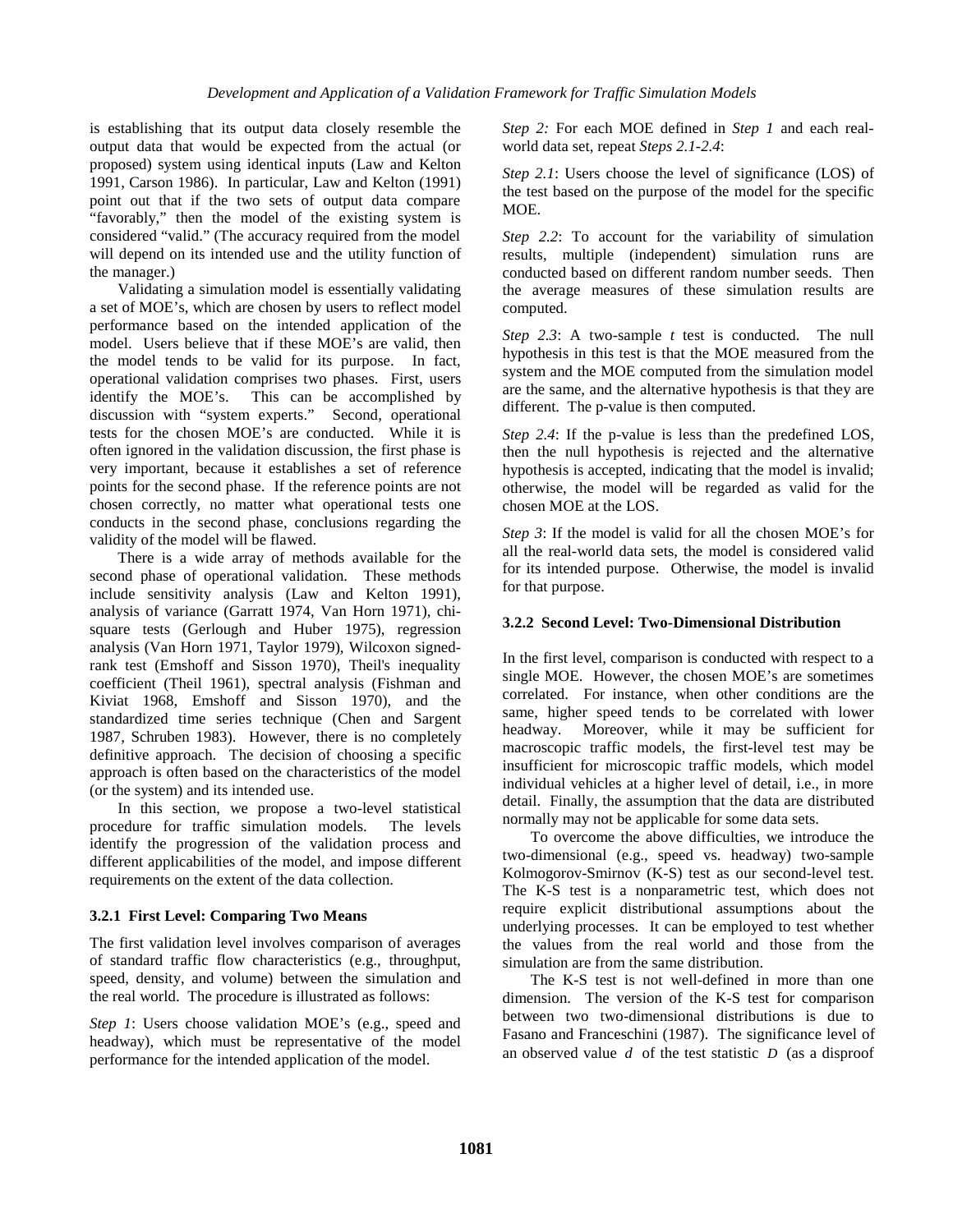is establishing that its output data closely resemble the output data that would be expected from the actual (or proposed) system using identical inputs (Law and Kelton 1991, Carson 1986). In particular, Law and Kelton (1991) point out that if the two sets of output data compare "favorably," then the model of the existing system is considered "valid." (The accuracy required from the model will depend on its intended use and the utility function of the manager.)

Validating a simulation model is essentially validating a set of MOE's, which are chosen by users to reflect model performance based on the intended application of the model. Users believe that if these MOE's are valid, then the model tends to be valid for its purpose. In fact, operational validation comprises two phases. First, users identify the MOE's. This can be accomplished by discussion with "system experts." Second, operational tests for the chosen MOE's are conducted. While it is often ignored in the validation discussion, the first phase is very important, because it establishes a set of reference points for the second phase. If the reference points are not chosen correctly, no matter what operational tests one conducts in the second phase, conclusions regarding the validity of the model will be flawed.

There is a wide array of methods available for the second phase of operational validation. These methods include sensitivity analysis (Law and Kelton 1991), analysis of variance (Garratt 1974, Van Horn 1971), chi-square tests (Gerlough and Huber 1975), regression analysis (Van Horn 1971, Taylor 1979), Wilcoxon signed-rank test (Emshoff and Sisson 1970), Theil's inequality coefficient (Theil 1961), spectral analysis (Fishman and Kiviat 1968, Emshoff and Sisson 1970), and the standardized time series technique (Chen and Sargent 1987, Schruben 1983). However, there is no completely definitive approach. The decision of choosing a specific approach is often based on the characteristics of the model (or the system) and its intended use.

In this section, we propose a two-level statistical procedure for traffic simulation models. The levels identify the progression of the validation process and different applicabilities of the model, and impose different requirements on the extent of the data collection.

### 3.2.1 First Level: Comparing Two Means

The first validation level involves comparison of averages of standard traffic flow characteristics (e.g., throughput, speed, density, and volume) between the simulation and the real world. The procedure is illustrated as follows:

*Step 1*: Users choose validation MOE's (e.g., speed and headway), which must be representative of the model performance for the intended application of the model.

*Step 2:* For each MOE defined in *Step 1* and each real-world data set, repeat *Steps 2.1-2.4*:

*Step 2.1*: Users choose the level of significance (LOS) of the test based on the purpose of the model for the specific MOE.

*Step 2.2*: To account for the variability of simulation results, multiple (independent) simulation runs are conducted based on different random number seeds. Then the average measures of these simulation results are computed.

*Step 2.3*: A two-sample $t$ test is conducted. The null hypothesis in this test is that the MOE measured from the system and the MOE computed from the simulation model are the same, and the alternative hypothesis is that they are different. The p-value is then computed.

*Step 2.4*: If the p-value is less than the predefined LOS, then the null hypothesis is rejected and the alternative hypothesis is accepted, indicating that the model is invalid; otherwise, the model will be regarded as valid for the chosen MOE at the LOS.

*Step 3*: If the model is valid for all the chosen MOE's for all the real-world data sets, the model is considered valid for its intended purpose. Otherwise, the model is invalid for that purpose.

### 3.2.2 Second Level: Two-Dimensional Distribution

In the first level, comparison is conducted with respect to a single MOE. However, the chosen MOE's are sometimes correlated. For instance, when other conditions are the same, higher speed tends to be correlated with lower headway. Moreover, while it may be sufficient for macroscopic traffic models, the first-level test may be insufficient for microscopic traffic models, which model individual vehicles at a higher level of detail, i.e., in more detail. Finally, the assumption that the data are distributed normally may not be applicable for some data sets.

To overcome the above difficulties, we introduce the two-dimensional (e.g., speed vs. headway) two-sample Kolmogorov-Smirnov (K-S) test as our second-level test. The K-S test is a nonparametric test, which does not require explicit distributional assumptions about the underlying processes. It can be employed to test whether the values from the real world and those from the simulation are from the same distribution.

The K-S test is not well-defined in more than one dimension. The version of the K-S test for comparison between two two-dimensional distributions is due to Fasano and Franceschini (1987). The significance level of an observed value $d$ of the test statistic $D$ (as a disproof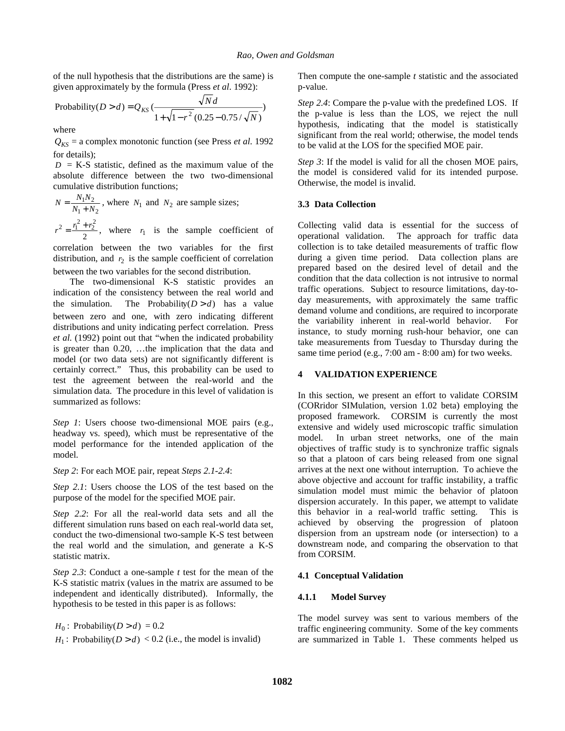of the null hypothesis that the distributions are the same) is given approximately by the formula (Press *et al*. 1992):

$$\text{Probability}(D > d) = Q_{KS}\left(\frac{\sqrt{N}d}{1+\sqrt{1-r^2}\,(0.25-0.75/\sqrt{N})}\right)$$

where

$Q_{KS}$ = a complex monotonic function (see Press *et al.* 1992 for details);

$D$ = K-S statistic, defined as the maximum value of the absolute difference between the two two-dimensional cumulative distribution functions;

$N = \frac{N_1 N_2}{N_1 + N_2}$, where $N_1$ and $N_2$ are sample sizes;

$r^2 = \frac{r_1^2 + r_2^2}{2}$, where $r_1$ is the sample coefficient of correlation between the two variables for the first distribution, and $r_2$ is the sample coefficient of correlation between the two variables for the second distribution.

The two-dimensional K-S statistic provides an indication of the consistency between the real world and the simulation. The $\text{Probability}(D > d)$ has a value between zero and one, with zero indicating different distributions and unity indicating perfect correlation. Press *et al.* (1992) point out that "when the indicated probability is greater than 0.20, …the implication that the data and model (or two data sets) are not significantly different is certainly correct." Thus, this probability can be used to test the agreement between the real-world and the simulation data. The procedure in this level of validation is summarized as follows:

*Step 1*: Users choose two-dimensional MOE pairs (e.g., headway vs. speed), which must be representative of the model performance for the intended application of the model.

*Step 2*: For each MOE pair, repeat *Steps 2.1-2.4*:

*Step 2.1*: Users choose the LOS of the test based on the purpose of the model for the specified MOE pair.

*Step 2.2*: For all the real-world data sets and all the different simulation runs based on each real-world data set, conduct the two-dimensional two-sample K-S test between the real world and the simulation, and generate a K-S statistic matrix.

*Step 2.3*: Conduct a one-sample *t* test for the mean of the K-S statistic matrix (values in the matrix are assumed to be independent and identically distributed). Informally, the hypothesis to be tested in this paper is as follows:

$H_0$: $\text{Probability}(D > d) = 0.2$

$H_1$: $\text{Probability}(D > d) < 0.2$ (i.e., the model is invalid)

Then compute the one-sample *t* statistic and the associated p-value.

*Step 2.4*: Compare the p-value with the predefined LOS. If the p-value is less than the LOS, we reject the null hypothesis, indicating that the model is statistically significant from the real world; otherwise, the model tends to be valid at the LOS for the specified MOE pair.

*Step 3*: If the model is valid for all the chosen MOE pairs, the model is considered valid for its intended purpose. Otherwise, the model is invalid.

### 3.3 Data Collection

Collecting valid data is essential for the success of operational validation. The approach for traffic data collection is to take detailed measurements of traffic flow during a given time period. Data collection plans are prepared based on the desired level of detail and the condition that the data collection is not intrusive to normal traffic operations. Subject to resource limitations, day-to-day measurements, with approximately the same traffic demand volume and conditions, are required to incorporate the variability inherent in real-world behavior. For instance, to study morning rush-hour behavior, one can take measurements from Tuesday to Thursday during the same time period (e.g., 7:00 am - 8:00 am) for two weeks.

## 4 VALIDATION EXPERIENCE

In this section, we present an effort to validate CORSIM (CORridor SIMulation, version 1.02 beta) employing the proposed framework. CORSIM is currently the most extensive and widely used microscopic traffic simulation model. In urban street networks, one of the main objectives of traffic study is to synchronize traffic signals so that a platoon of cars being released from one signal arrives at the next one without interruption. To achieve the above objective and account for traffic instability, a traffic simulation model must mimic the behavior of platoon dispersion accurately. In this paper, we attempt to validate this behavior in a real-world traffic setting. This is achieved by observing the progression of platoon dispersion from an upstream node (or intersection) to a downstream node, and comparing the observation to that from CORSIM.

### 4.1 Conceptual Validation

#### 4.1.1 Model Survey

The model survey was sent to various members of the traffic engineering community. Some of the key comments are summarized in Table 1. These comments helped us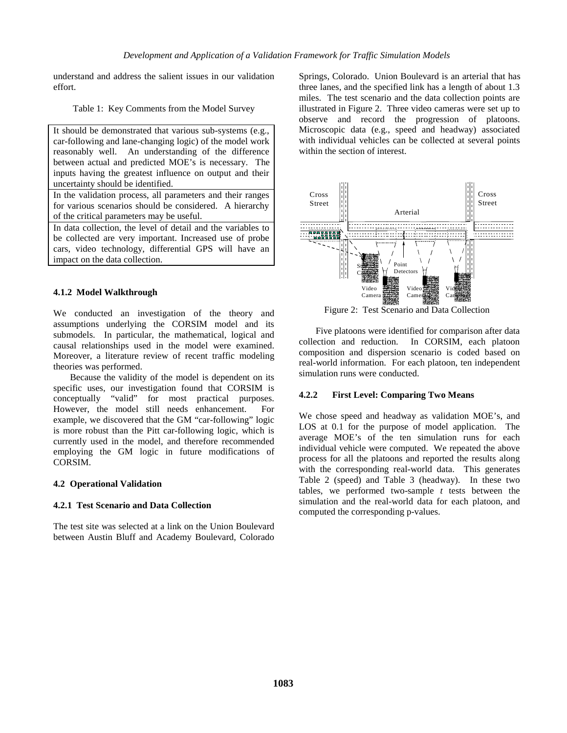understand and address the salient issues in our validation effort.

Table 1: Key Comments from the Model Survey

| |
|---|
| It should be demonstrated that various sub-systems (e.g., car-following and lane-changing logic) of the model work reasonably well. An understanding of the difference between actual and predicted MOE's is necessary. The inputs having the greatest influence on output and their uncertainty should be identified. |
| In the validation process, all parameters and their ranges for various scenarios should be considered. A hierarchy of the critical parameters may be useful. |
| In data collection, the level of detail and the variables to be collected are very important. Increased use of probe cars, video technology, differential GPS will have an impact on the data collection. |

#### 4.1.2 Model Walkthrough

We conducted an investigation of the theory and assumptions underlying the CORSIM model and its submodels. In particular, the mathematical, logical and causal relationships used in the model were examined. Moreover, a literature review of recent traffic modeling theories was performed.

Because the validity of the model is dependent on its specific uses, our investigation found that CORSIM is conceptually "valid" for most practical purposes. However, the model still needs enhancement. For example, we discovered that the GM "car-following" logic is more robust than the Pitt car-following logic, which is currently used in the model, and therefore recommended employing the GM logic in future modifications of CORSIM.

### 4.2 Operational Validation

#### 4.2.1 Test Scenario and Data Collection

The test site was selected at a link on the Union Boulevard between Austin Bluff and Academy Boulevard, Colorado Springs, Colorado. Union Boulevard is an arterial that has three lanes, and the specified link has a length of about 1.3 miles. The test scenario and the data collection points are illustrated in Figure 2. Three video cameras were set up to observe and record the progression of platoons. Microscopic data (e.g., speed and headway) associated with individual vehicles can be collected at several points within the section of interest.

Figure 2: Test Scenario and Data Collection

Five platoons were identified for comparison after data collection and reduction. In CORSIM, each platoon composition and dispersion scenario is coded based on real-world information. For each platoon, ten independent simulation runs were conducted.

#### 4.2.2 First Level: Comparing Two Means

We chose speed and headway as validation MOE's, and LOS at 0.1 for the purpose of model application. The average MOE's of the ten simulation runs for each individual vehicle were computed. We repeated the above process for all the platoons and reported the results along with the corresponding real-world data. This generates Table 2 (speed) and Table 3 (headway). In these two tables, we performed two-sample $t$ tests between the simulation and the real-world data for each platoon, and computed the corresponding p-values.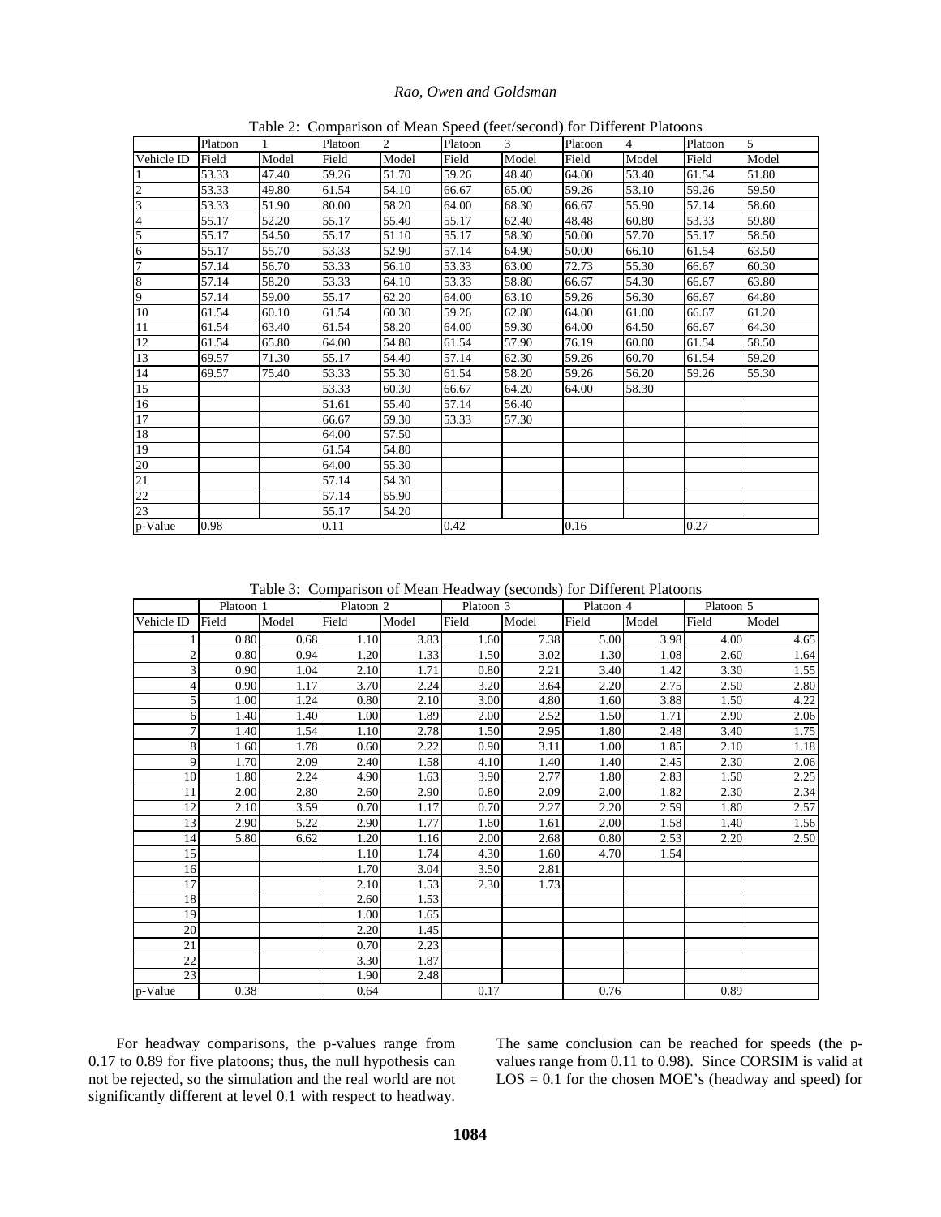Table 2: Comparison of Mean Speed (feet/second) for Different Platoons

| | Platoon 1 | | Platoon 2 | | Platoon 3 | | Platoon 4 | | Platoon 5 | |
|---|---|---|---|---|---|---|---|---|---|---|
| Vehicle ID | Field | Model | Field | Model | Field | Model | Field | Model | Field | Model |
| 1 | 53.33 | 47.40 | 59.26 | 51.70 | 59.26 | 48.40 | 64.00 | 53.40 | 61.54 | 51.80 |
| 2 | 53.33 | 49.80 | 61.54 | 54.10 | 66.67 | 65.00 | 59.26 | 53.10 | 59.26 | 59.50 |
| 3 | 53.33 | 51.90 | 80.00 | 58.20 | 64.00 | 68.30 | 66.67 | 55.90 | 57.14 | 58.60 |
| 4 | 55.17 | 52.20 | 55.17 | 55.40 | 55.17 | 62.40 | 48.48 | 60.80 | 53.33 | 59.80 |
| 5 | 55.17 | 54.50 | 55.17 | 51.10 | 55.17 | 58.30 | 50.00 | 57.70 | 55.17 | 58.50 |
| 6 | 55.17 | 55.70 | 53.33 | 52.90 | 57.14 | 64.90 | 50.00 | 66.10 | 61.54 | 63.50 |
| 7 | 57.14 | 56.70 | 53.33 | 56.10 | 53.33 | 63.00 | 72.73 | 55.30 | 66.67 | 60.30 |
| 8 | 57.14 | 58.20 | 53.33 | 64.10 | 53.33 | 58.80 | 66.67 | 54.30 | 66.67 | 63.80 |
| 9 | 57.14 | 59.00 | 55.17 | 62.20 | 64.00 | 63.10 | 59.26 | 56.30 | 66.67 | 64.80 |
| 10 | 61.54 | 60.10 | 61.54 | 60.30 | 59.26 | 62.80 | 64.00 | 61.00 | 66.67 | 61.20 |
| 11 | 61.54 | 63.40 | 61.54 | 58.20 | 64.00 | 59.30 | 64.00 | 64.50 | 66.67 | 64.30 |
| 12 | 61.54 | 65.80 | 64.00 | 54.80 | 61.54 | 57.90 | 76.19 | 60.00 | 61.54 | 58.50 |
| 13 | 69.57 | 71.30 | 55.17 | 54.40 | 57.14 | 62.30 | 59.26 | 60.70 | 61.54 | 59.20 |
| 14 | 69.57 | 75.40 | 53.33 | 55.30 | 61.54 | 58.20 | 59.26 | 56.20 | 59.26 | 55.30 |
| 15 | | | 53.33 | 60.30 | 66.67 | 64.20 | 64.00 | 58.30 | | |
| 16 | | | 51.61 | 55.40 | 57.14 | 56.40 | | | | |
| 17 | | | 66.67 | 59.30 | 53.33 | 57.30 | | | | |
| 18 | | | 64.00 | 57.50 | | | | | | |
| 19 | | | 61.54 | 54.80 | | | | | | |
| 20 | | | 64.00 | 55.30 | | | | | | |
| 21 | | | 57.14 | 54.30 | | | | | | |
| 22 | | | 57.14 | 55.90 | | | | | | |
| 23 | | | 55.17 | 54.20 | | | | | | |
| p-Value | 0.98 | | 0.11 | | 0.42 | | 0.16 | | 0.27 | |

Table 3: Comparison of Mean Headway (seconds) for Different Platoons

| | Platoon 1 | | Platoon 2 | | Platoon 3 | | Platoon 4 | | Platoon 5 | |
|---|---|---|---|---|---|---|---|---|---|---|
| Vehicle ID | Field | Model | Field | Model | Field | Model | Field | Model | Field | Model |
| 1 | 0.80 | 0.68 | 1.10 | 3.83 | 1.60 | 7.38 | 5.00 | 3.98 | 4.00 | 4.65 |
| 2 | 0.80 | 0.94 | 1.20 | 1.33 | 1.50 | 3.02 | 1.30 | 1.08 | 2.60 | 1.64 |
| 3 | 0.90 | 1.04 | 2.10 | 1.71 | 0.80 | 2.21 | 3.40 | 1.42 | 3.30 | 1.55 |
| 4 | 0.90 | 1.17 | 3.70 | 2.24 | 3.20 | 3.64 | 2.20 | 2.75 | 2.50 | 2.80 |
| 5 | 1.00 | 1.24 | 0.80 | 2.10 | 3.00 | 4.80 | 1.60 | 3.88 | 1.50 | 4.22 |
| 6 | 1.40 | 1.40 | 1.00 | 1.89 | 2.00 | 2.52 | 1.50 | 1.71 | 2.90 | 2.06 |
| 7 | 1.40 | 1.54 | 1.10 | 2.78 | 1.50 | 2.95 | 1.80 | 2.48 | 3.40 | 1.75 |
| 8 | 1.60 | 1.78 | 0.60 | 2.22 | 0.90 | 3.11 | 1.00 | 1.85 | 2.10 | 1.18 |
| 9 | 1.70 | 2.09 | 2.40 | 1.58 | 4.10 | 1.40 | 1.40 | 2.45 | 2.30 | 2.06 |
| 10 | 1.80 | 2.24 | 4.90 | 1.63 | 3.90 | 2.77 | 1.80 | 2.83 | 1.50 | 2.25 |
| 11 | 2.00 | 2.80 | 2.60 | 2.90 | 0.80 | 2.09 | 2.00 | 1.82 | 2.30 | 2.34 |
| 12 | 2.10 | 3.59 | 0.70 | 1.17 | 0.70 | 2.27 | 2.20 | 2.59 | 1.80 | 2.57 |
| 13 | 2.90 | 5.22 | 2.90 | 1.77 | 1.60 | 1.61 | 2.00 | 1.58 | 1.40 | 1.56 |
| 14 | 5.80 | 6.62 | 1.20 | 1.16 | 2.00 | 2.68 | 0.80 | 2.53 | 2.20 | 2.50 |
| 15 | | | 1.10 | 1.74 | 4.30 | 1.60 | 4.70 | 1.54 | | |
| 16 | | | 1.70 | 3.04 | 3.50 | 2.81 | | | | |
| 17 | | | 2.10 | 1.53 | 2.30 | 1.73 | | | | |
| 18 | | | 2.60 | 1.53 | | | | | | |
| 19 | | | 1.00 | 1.65 | | | | | | |
| 20 | | | 2.20 | 1.45 | | | | | | |
| 21 | | | 0.70 | 2.23 | | | | | | |
| 22 | | | 3.30 | 1.87 | | | | | | |
| 23 | | | 1.90 | 2.48 | | | | | | |
| p-Value | 0.38 | | 0.64 | | 0.17 | | 0.76 | | 0.89 | |

For headway comparisons, the p-values range from 0.17 to 0.89 for five platoons; thus, the null hypothesis can not be rejected, so the simulation and the real world are not significantly different at level 0.1 with respect to headway. The same conclusion can be reached for speeds (the p-values range from 0.11 to 0.98). Since CORSIM is valid at LOS = 0.1 for the chosen MOE's (headway and speed) for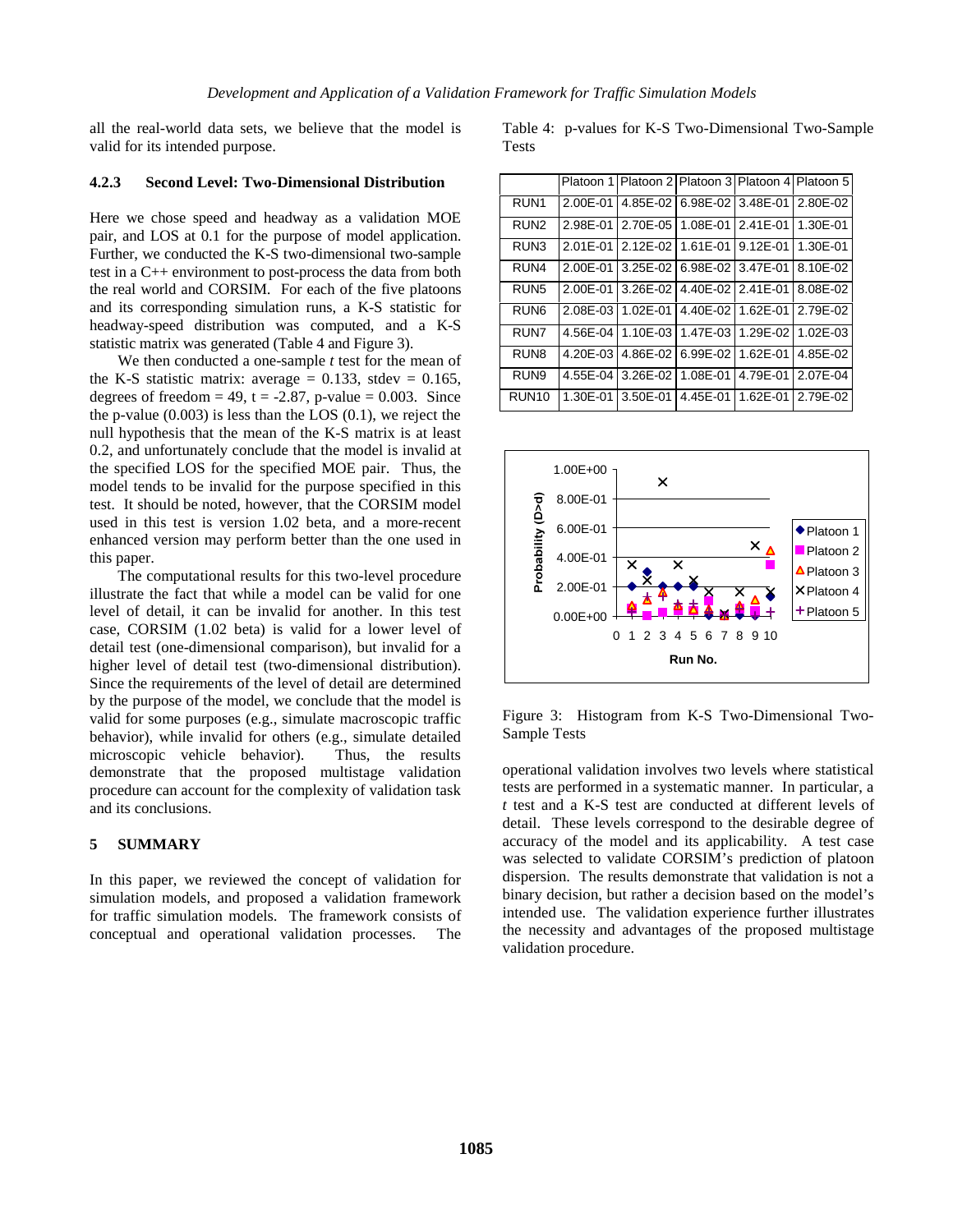all the real-world data sets, we believe that the model is valid for its intended purpose.

### 4.2.3 Second Level: Two-Dimensional Distribution

Here we chose speed and headway as a validation MOE pair, and LOS at 0.1 for the purpose of model application. Further, we conducted the K-S two-dimensional two-sample test in a C++ environment to post-process the data from both the real world and CORSIM. For each of the five platoons and its corresponding simulation runs, a K-S statistic for headway-speed distribution was computed, and a K-S statistic matrix was generated (Table 4 and Figure 3).

We then conducted a one-sample *t* test for the mean of the K-S statistic matrix: average = 0.133, stdev = 0.165, degrees of freedom = 49, t = -2.87, p-value = 0.003. Since the p-value (0.003) is less than the LOS (0.1), we reject the null hypothesis that the mean of the K-S matrix is at least 0.2, and unfortunately conclude that the model is invalid at the specified LOS for the specified MOE pair. Thus, the model tends to be invalid for the purpose specified in this test. It should be noted, however, that the CORSIM model used in this test is version 1.02 beta, and a more-recent enhanced version may perform better than the one used in this paper.

The computational results for this two-level procedure illustrate the fact that while a model can be valid for one level of detail, it can be invalid for another. In this test case, CORSIM (1.02 beta) is valid for a lower level of detail test (one-dimensional comparison), but invalid for a higher level of detail test (two-dimensional distribution). Since the requirements of the level of detail are determined by the purpose of the model, we conclude that the model is valid for some purposes (e.g., simulate macroscopic traffic behavior), while invalid for others (e.g., simulate detailed microscopic vehicle behavior). Thus, the results demonstrate that the proposed multistage validation procedure can account for the complexity of validation task and its conclusions.

Table 4: p-values for K-S Two-Dimensional Two-Sample Tests

| | Platoon 1 | Platoon 2 | Platoon 3 | Platoon 4 | Platoon 5 |
|---|---|---|---|---|---|
| RUN1 | 2.00E-01 | 4.85E-02 | 6.98E-02 | 3.48E-01 | 2.80E-02 |
| RUN2 | 2.98E-01 | 2.70E-05 | 1.08E-01 | 2.41E-01 | 1.30E-01 |
| RUN3 | 2.01E-01 | 2.12E-02 | 1.61E-01 | 9.12E-01 | 1.30E-01 |
| RUN4 | 2.00E-01 | 3.25E-02 | 6.98E-02 | 3.47E-01 | 8.10E-02 |
| RUN5 | 2.00E-01 | 3.26E-02 | 4.40E-02 | 2.41E-01 | 8.08E-02 |
| RUN6 | 2.08E-03 | 1.02E-01 | 4.40E-02 | 1.62E-01 | 2.79E-02 |
| RUN7 | 4.56E-04 | 1.10E-03 | 1.47E-03 | 1.29E-02 | 1.02E-03 |
| RUN8 | 4.20E-03 | 4.86E-02 | 6.99E-02 | 1.62E-01 | 4.85E-02 |
| RUN9 | 4.55E-04 | 3.26E-02 | 1.08E-01 | 4.79E-01 | 2.07E-04 |
| RUN10 | 1.30E-01 | 3.50E-01 | 4.45E-01 | 1.62E-01 | 2.79E-02 |

Figure 3: Histogram from K-S Two-Dimensional Two-Sample Tests

## 5 SUMMARY

In this paper, we reviewed the concept of validation for simulation models, and proposed a validation framework for traffic simulation models. The framework consists of conceptual and operational validation processes. The operational validation involves two levels where statistical tests are performed in a systematic manner. In particular, a *t* test and a K-S test are conducted at different levels of detail. These levels correspond to the desirable degree of accuracy of the model and its applicability. A test case was selected to validate CORSIM's prediction of platoon dispersion. The results demonstrate that validation is not a binary decision, but rather a decision based on the model's intended use. The validation experience further illustrates the necessity and advantages of the proposed multistage validation procedure.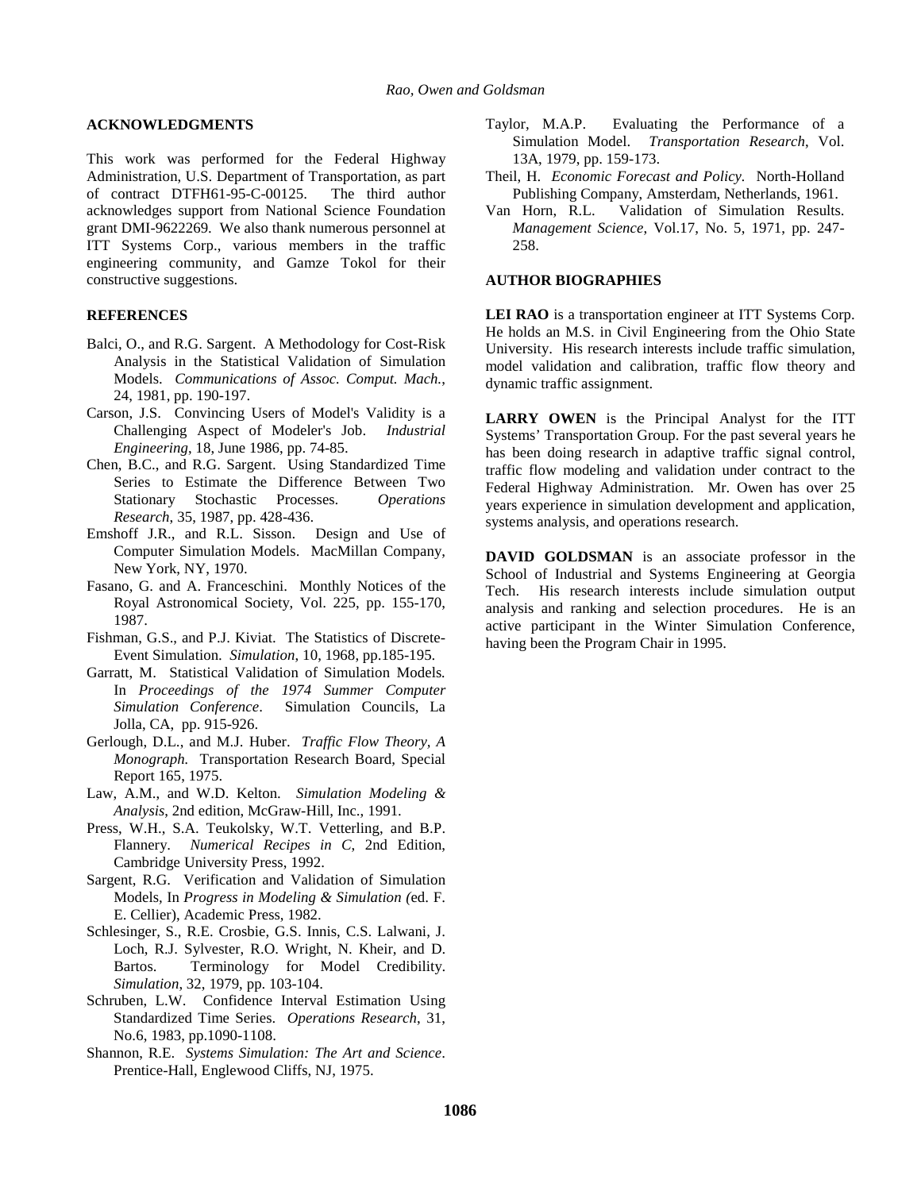## ACKNOWLEDGMENTS

This work was performed for the Federal Highway Administration, U.S. Department of Transportation, as part of contract DTFH61-95-C-00125. The third author acknowledges support from National Science Foundation grant DMI-9622269. We also thank numerous personnel at ITT Systems Corp., various members in the traffic engineering community, and Gamze Tokol for their constructive suggestions.

## REFERENCES

Balci, O., and R.G. Sargent. A Methodology for Cost-Risk Analysis in the Statistical Validation of Simulation Models. *Communications of Assoc. Comput. Mach.*, 24, 1981, pp. 190-197.

Carson, J.S. Convincing Users of Model's Validity is a Challenging Aspect of Modeler's Job. *Industrial Engineering*, 18, June 1986, pp. 74-85.

Chen, B.C., and R.G. Sargent. Using Standardized Time Series to Estimate the Difference Between Two Stationary Stochastic Processes. *Operations Research*, 35, 1987, pp. 428-436.

Emshoff J.R., and R.L. Sisson. Design and Use of Computer Simulation Models. MacMillan Company, New York, NY, 1970.

Fasano, G. and A. Franceschini. Monthly Notices of the Royal Astronomical Society, Vol. 225, pp. 155-170, 1987.

Fishman, G.S., and P.J. Kiviat. The Statistics of Discrete-Event Simulation. *Simulation*, 10, 1968, pp.185-195.

Garratt, M. Statistical Validation of Simulation Models. In *Proceedings of the 1974 Summer Computer Simulation Conference*. Simulation Councils, La Jolla, CA, pp. 915-926.

Gerlough, D.L., and M.J. Huber. *Traffic Flow Theory, A Monograph.* Transportation Research Board, Special Report 165, 1975.

Law, A.M., and W.D. Kelton. *Simulation Modeling & Analysis*, 2nd edition, McGraw-Hill, Inc., 1991.

Press, W.H., S.A. Teukolsky, W.T. Vetterling, and B.P. Flannery. *Numerical Recipes in C*, 2nd Edition, Cambridge University Press, 1992.

Sargent, R.G. Verification and Validation of Simulation Models, In *Progress in Modeling & Simulation (*ed. F. E. Cellier), Academic Press, 1982.

Schlesinger, S., R.E. Crosbie, G.S. Innis, C.S. Lalwani, J. Loch, R.J. Sylvester, R.O. Wright, N. Kheir, and D. Bartos. Terminology for Model Credibility. *Simulation*, 32, 1979, pp. 103-104.

Schruben, L.W. Confidence Interval Estimation Using Standardized Time Series. *Operations Research*, 31, No.6, 1983, pp.1090-1108.

Shannon, R.E. *Systems Simulation: The Art and Science*. Prentice-Hall, Englewood Cliffs, NJ, 1975.

Taylor, M.A.P. Evaluating the Performance of a Simulation Model. *Transportation Research*, Vol. 13A, 1979, pp. 159-173.

Theil, H. *Economic Forecast and Policy.* North-Holland Publishing Company, Amsterdam, Netherlands, 1961.

Van Horn, R.L. Validation of Simulation Results. *Management Science*, Vol.17, No. 5, 1971, pp. 247-258.

## AUTHOR BIOGRAPHIES

**LEI RAO** is a transportation engineer at ITT Systems Corp. He holds an M.S. in Civil Engineering from the Ohio State University. His research interests include traffic simulation, model validation and calibration, traffic flow theory and dynamic traffic assignment.

**LARRY OWEN** is the Principal Analyst for the ITT Systems' Transportation Group. For the past several years he has been doing research in adaptive traffic signal control, traffic flow modeling and validation under contract to the Federal Highway Administration. Mr. Owen has over 25 years experience in simulation development and application, systems analysis, and operations research.

**DAVID GOLDSMAN** is an associate professor in the School of Industrial and Systems Engineering at Georgia Tech. His research interests include simulation output analysis and ranking and selection procedures. He is an active participant in the Winter Simulation Conference, having been the Program Chair in 1995.